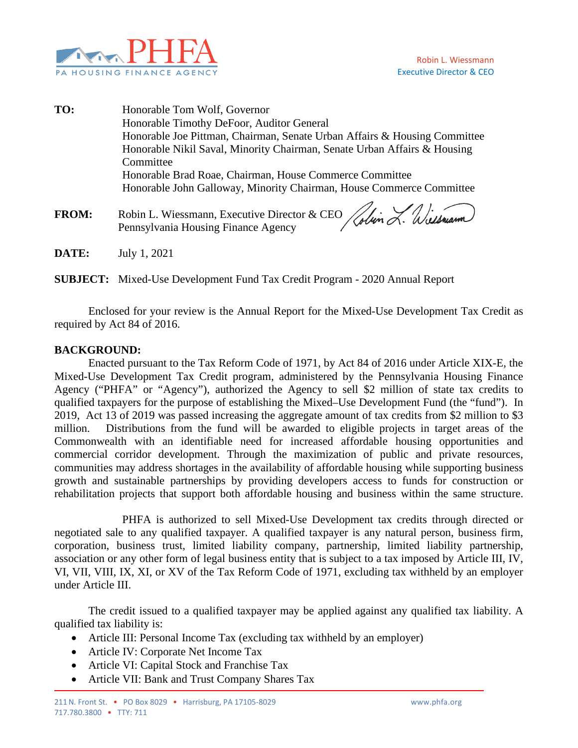PHFA
PA HOUSING FINANCE AGENCY

Robin L. Wiessmann
Executive Director & CEO

**TO:** Honorable Tom Wolf, Governor
Honorable Timothy DeFoor, Auditor General
Honorable Joe Pittman, Chairman, Senate Urban Affairs & Housing Committee
Honorable Nikil Saval, Minority Chairman, Senate Urban Affairs & Housing Committee
Honorable Brad Roae, Chairman, House Commerce Committee
Honorable John Galloway, Minority Chairman, House Commerce Committee

**FROM:** Robin L. Wiessmann, Executive Director & CEO
Pennsylvania Housing Finance Agency

**DATE:** July 1, 2021

**SUBJECT:** Mixed-Use Development Fund Tax Credit Program - 2020 Annual Report

Enclosed for your review is the Annual Report for the Mixed-Use Development Tax Credit as required by Act 84 of 2016.

**BACKGROUND:**

Enacted pursuant to the Tax Reform Code of 1971, by Act 84 of 2016 under Article XIX-E, the Mixed-Use Development Tax Credit program, administered by the Pennsylvania Housing Finance Agency ("PHFA" or "Agency"), authorized the Agency to sell $2 million of state tax credits to qualified taxpayers for the purpose of establishing the Mixed–Use Development Fund (the "fund"). In 2019, Act 13 of 2019 was passed increasing the aggregate amount of tax credits from $2 million to $3 million. Distributions from the fund will be awarded to eligible projects in target areas of the Commonwealth with an identifiable need for increased affordable housing opportunities and commercial corridor development. Through the maximization of public and private resources, communities may address shortages in the availability of affordable housing while supporting business growth and sustainable partnerships by providing developers access to funds for construction or rehabilitation projects that support both affordable housing and business within the same structure.

PHFA is authorized to sell Mixed-Use Development tax credits through directed or negotiated sale to any qualified taxpayer. A qualified taxpayer is any natural person, business firm, corporation, business trust, limited liability company, partnership, limited liability partnership, association or any other form of legal business entity that is subject to a tax imposed by Article III, IV, VI, VII, VIII, IX, XI, or XV of the Tax Reform Code of 1971, excluding tax withheld by an employer under Article III.

The credit issued to a qualified taxpayer may be applied against any qualified tax liability. A qualified tax liability is:

- Article III: Personal Income Tax (excluding tax withheld by an employer)
- Article IV: Corporate Net Income Tax
- Article VI: Capital Stock and Franchise Tax
- Article VII: Bank and Trust Company Shares Tax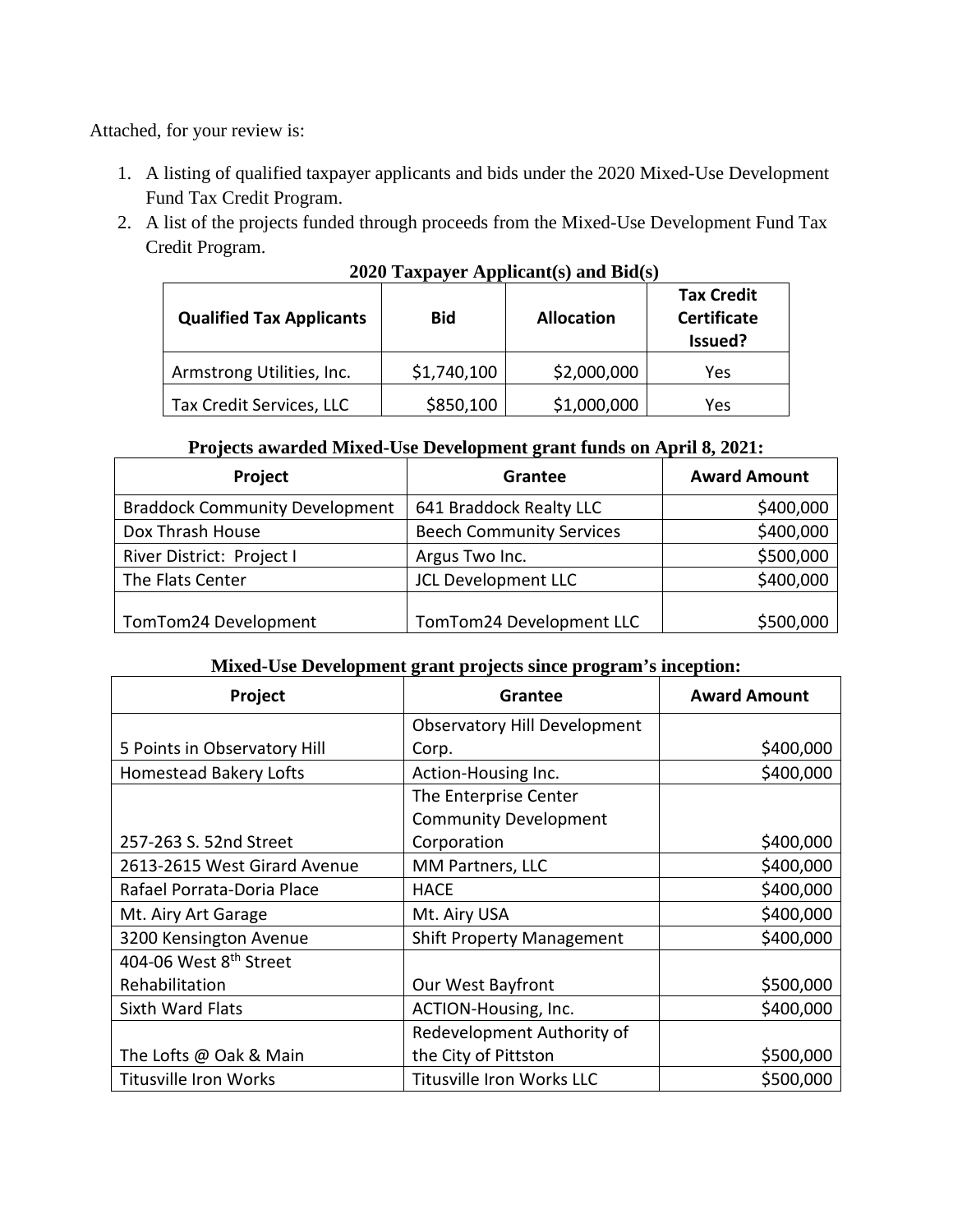Attached, for your review is:

1. A listing of qualified taxpayer applicants and bids under the 2020 Mixed-Use Development Fund Tax Credit Program.
2. A list of the projects funded through proceeds from the Mixed-Use Development Fund Tax Credit Program.

**2020 Taxpayer Applicant(s) and Bid(s)**

| Qualified Tax Applicants | Bid | Allocation | Tax Credit Certificate Issued? |
|---|---|---|---|
| Armstrong Utilities, Inc. | $1,740,100 | $2,000,000 | Yes |
| Tax Credit Services, LLC | $850,100 | $1,000,000 | Yes |

**Projects awarded Mixed-Use Development grant funds on April 8, 2021:**

| Project | Grantee | Award Amount |
|---|---|---|
| Braddock Community Development | 641 Braddock Realty LLC | $400,000 |
| Dox Thrash House | Beech Community Services | $400,000 |
| River District: Project I | Argus Two Inc. | $500,000 |
| The Flats Center | JCL Development LLC | $400,000 |
| TomTom24 Development | TomTom24 Development LLC | $500,000 |

**Mixed-Use Development grant projects since program's inception:**

| Project | Grantee | Award Amount |
|---|---|---|
| 5 Points in Observatory Hill | Observatory Hill Development Corp. | $400,000 |
| Homestead Bakery Lofts | Action-Housing Inc. | $400,000 |
| 257-263 S. 52nd Street | The Enterprise Center Community Development Corporation | $400,000 |
| 2613-2615 West Girard Avenue | MM Partners, LLC | $400,000 |
| Rafael Porrata-Doria Place | HACE | $400,000 |
| Mt. Airy Art Garage | Mt. Airy USA | $400,000 |
| 3200 Kensington Avenue | Shift Property Management | $400,000 |
| 404-06 West 8th Street Rehabilitation | Our West Bayfront | $500,000 |
| Sixth Ward Flats | ACTION-Housing, Inc. | $400,000 |
| The Lofts @ Oak & Main | Redevelopment Authority of the City of Pittston | $500,000 |
| Titusville Iron Works | Titusville Iron Works LLC | $500,000 |